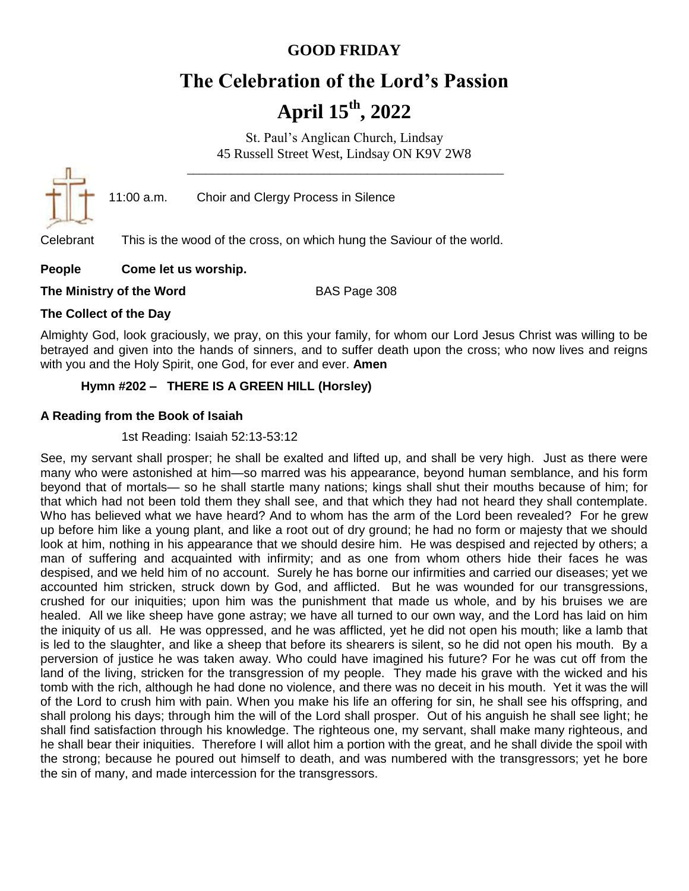# GOOD FRIDAY

# The Celebration of the Lord's Passion

# April 15th, 2022

St. Paul's Anglican Church, Lindsay
45 Russell Street West, Lindsay ON K9V 2W8

---

11:00 a.m. Choir and Clergy Process in Silence

Celebrant This is the wood of the cross, on which hung the Saviour of the world.

**People Come let us worship.**

**The Ministry of the Word** BAS Page 308

**The Collect of the Day**

Almighty God, look graciously, we pray, on this your family, for whom our Lord Jesus Christ was willing to be betrayed and given into the hands of sinners, and to suffer death upon the cross; who now lives and reigns with you and the Holy Spirit, one God, for ever and ever. **Amen**

**Hymn #202 – THERE IS A GREEN HILL (Horsley)**

**A Reading from the Book of Isaiah**

1st Reading: Isaiah 52:13-53:12

See, my servant shall prosper; he shall be exalted and lifted up, and shall be very high. Just as there were many who were astonished at him—so marred was his appearance, beyond human semblance, and his form beyond that of mortals— so he shall startle many nations; kings shall shut their mouths because of him; for that which had not been told them they shall see, and that which they had not heard they shall contemplate. Who has believed what we have heard? And to whom has the arm of the Lord been revealed? For he grew up before him like a young plant, and like a root out of dry ground; he had no form or majesty that we should look at him, nothing in his appearance that we should desire him. He was despised and rejected by others; a man of suffering and acquainted with infirmity; and as one from whom others hide their faces he was despised, and we held him of no account. Surely he has borne our infirmities and carried our diseases; yet we accounted him stricken, struck down by God, and afflicted. But he was wounded for our transgressions, crushed for our iniquities; upon him was the punishment that made us whole, and by his bruises we are healed. All we like sheep have gone astray; we have all turned to our own way, and the Lord has laid on him the iniquity of us all. He was oppressed, and he was afflicted, yet he did not open his mouth; like a lamb that is led to the slaughter, and like a sheep that before its shearers is silent, so he did not open his mouth. By a perversion of justice he was taken away. Who could have imagined his future? For he was cut off from the land of the living, stricken for the transgression of my people. They made his grave with the wicked and his tomb with the rich, although he had done no violence, and there was no deceit in his mouth. Yet it was the will of the Lord to crush him with pain. When you make his life an offering for sin, he shall see his offspring, and shall prolong his days; through him the will of the Lord shall prosper. Out of his anguish he shall see light; he shall find satisfaction through his knowledge. The righteous one, my servant, shall make many righteous, and he shall bear their iniquities. Therefore I will allot him a portion with the great, and he shall divide the spoil with the strong; because he poured out himself to death, and was numbered with the transgressors; yet he bore the sin of many, and made intercession for the transgressors.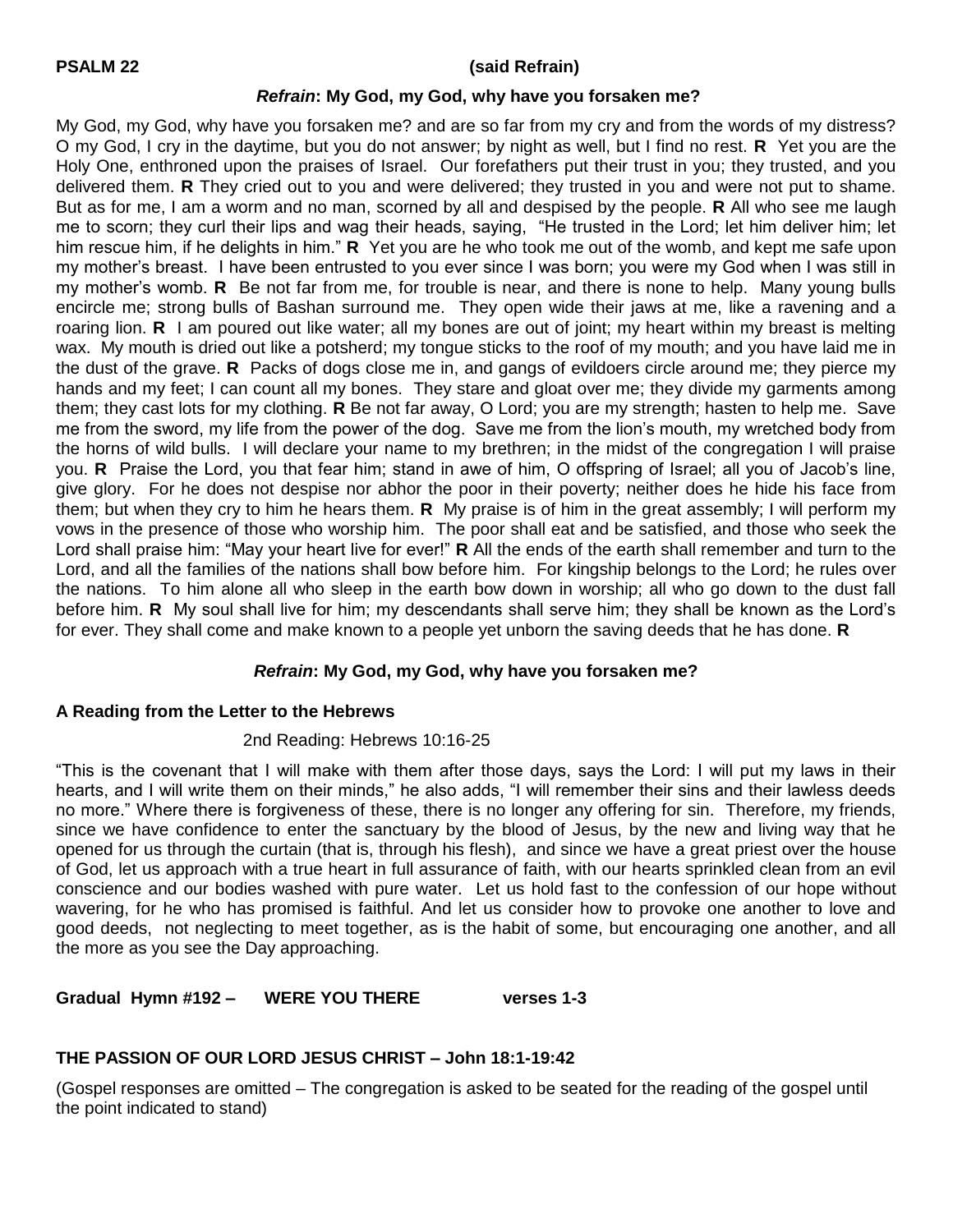**PSALM 22 (said Refrain)**

***Refrain*: My God, my God, why have you forsaken me?**

My God, my God, why have you forsaken me? and are so far from my cry and from the words of my distress? O my God, I cry in the daytime, but you do not answer; by night as well, but I find no rest. **R** Yet you are the Holy One, enthroned upon the praises of Israel. Our forefathers put their trust in you; they trusted, and you delivered them. **R** They cried out to you and were delivered; they trusted in you and were not put to shame. But as for me, I am a worm and no man, scorned by all and despised by the people. **R** All who see me laugh me to scorn; they curl their lips and wag their heads, saying, "He trusted in the Lord; let him deliver him; let him rescue him, if he delights in him." **R** Yet you are he who took me out of the womb, and kept me safe upon my mother's breast. I have been entrusted to you ever since I was born; you were my God when I was still in my mother's womb. **R** Be not far from me, for trouble is near, and there is none to help. Many young bulls encircle me; strong bulls of Bashan surround me. They open wide their jaws at me, like a ravening and a roaring lion. **R** I am poured out like water; all my bones are out of joint; my heart within my breast is melting wax. My mouth is dried out like a potsherd; my tongue sticks to the roof of my mouth; and you have laid me in the dust of the grave. **R** Packs of dogs close me in, and gangs of evildoers circle around me; they pierce my hands and my feet; I can count all my bones. They stare and gloat over me; they divide my garments among them; they cast lots for my clothing. **R** Be not far away, O Lord; you are my strength; hasten to help me. Save me from the sword, my life from the power of the dog. Save me from the lion's mouth, my wretched body from the horns of wild bulls. I will declare your name to my brethren; in the midst of the congregation I will praise you. **R** Praise the Lord, you that fear him; stand in awe of him, O offspring of Israel; all you of Jacob's line, give glory. For he does not despise nor abhor the poor in their poverty; neither does he hide his face from them; but when they cry to him he hears them. **R** My praise is of him in the great assembly; I will perform my vows in the presence of those who worship him. The poor shall eat and be satisfied, and those who seek the Lord shall praise him: "May your heart live for ever!" **R** All the ends of the earth shall remember and turn to the Lord, and all the families of the nations shall bow before him. For kingship belongs to the Lord; he rules over the nations. To him alone all who sleep in the earth bow down in worship; all who go down to the dust fall before him. **R** My soul shall live for him; my descendants shall serve him; they shall be known as the Lord's for ever. They shall come and make known to a people yet unborn the saving deeds that he has done. **R**

***Refrain*: My God, my God, why have you forsaken me?**

**A Reading from the Letter to the Hebrews**

2nd Reading: Hebrews 10:16-25

"This is the covenant that I will make with them after those days, says the Lord: I will put my laws in their hearts, and I will write them on their minds," he also adds, "I will remember their sins and their lawless deeds no more." Where there is forgiveness of these, there is no longer any offering for sin. Therefore, my friends, since we have confidence to enter the sanctuary by the blood of Jesus, by the new and living way that he opened for us through the curtain (that is, through his flesh), and since we have a great priest over the house of God, let us approach with a true heart in full assurance of faith, with our hearts sprinkled clean from an evil conscience and our bodies washed with pure water. Let us hold fast to the confession of our hope without wavering, for he who has promised is faithful. And let us consider how to provoke one another to love and good deeds, not neglecting to meet together, as is the habit of some, but encouraging one another, and all the more as you see the Day approaching.

**Gradual Hymn #192 – WERE YOU THERE verses 1-3**

**THE PASSION OF OUR LORD JESUS CHRIST – John 18:1-19:42**

(Gospel responses are omitted – The congregation is asked to be seated for the reading of the gospel until the point indicated to stand)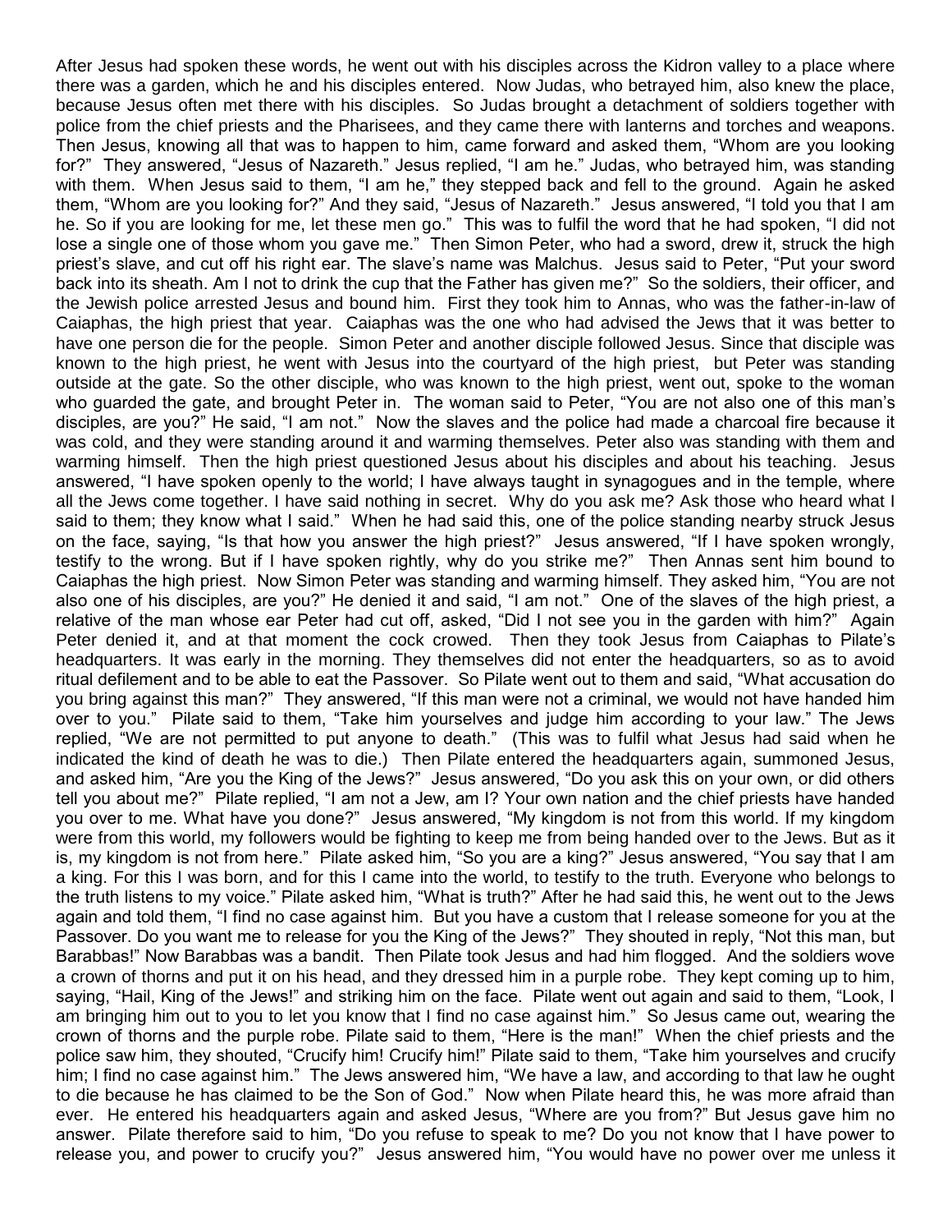After Jesus had spoken these words, he went out with his disciples across the Kidron valley to a place where there was a garden, which he and his disciples entered. Now Judas, who betrayed him, also knew the place, because Jesus often met there with his disciples. So Judas brought a detachment of soldiers together with police from the chief priests and the Pharisees, and they came there with lanterns and torches and weapons. Then Jesus, knowing all that was to happen to him, came forward and asked them, "Whom are you looking for?" They answered, "Jesus of Nazareth." Jesus replied, "I am he." Judas, who betrayed him, was standing with them. When Jesus said to them, "I am he," they stepped back and fell to the ground. Again he asked them, "Whom are you looking for?" And they said, "Jesus of Nazareth." Jesus answered, "I told you that I am he. So if you are looking for me, let these men go." This was to fulfil the word that he had spoken, "I did not lose a single one of those whom you gave me." Then Simon Peter, who had a sword, drew it, struck the high priest's slave, and cut off his right ear. The slave's name was Malchus. Jesus said to Peter, "Put your sword back into its sheath. Am I not to drink the cup that the Father has given me?" So the soldiers, their officer, and the Jewish police arrested Jesus and bound him. First they took him to Annas, who was the father-in-law of Caiaphas, the high priest that year. Caiaphas was the one who had advised the Jews that it was better to have one person die for the people. Simon Peter and another disciple followed Jesus. Since that disciple was known to the high priest, he went with Jesus into the courtyard of the high priest, but Peter was standing outside at the gate. So the other disciple, who was known to the high priest, went out, spoke to the woman who guarded the gate, and brought Peter in. The woman said to Peter, "You are not also one of this man's disciples, are you?" He said, "I am not." Now the slaves and the police had made a charcoal fire because it was cold, and they were standing around it and warming themselves. Peter also was standing with them and warming himself. Then the high priest questioned Jesus about his disciples and about his teaching. Jesus answered, "I have spoken openly to the world; I have always taught in synagogues and in the temple, where all the Jews come together. I have said nothing in secret. Why do you ask me? Ask those who heard what I said to them; they know what I said." When he had said this, one of the police standing nearby struck Jesus on the face, saying, "Is that how you answer the high priest?" Jesus answered, "If I have spoken wrongly, testify to the wrong. But if I have spoken rightly, why do you strike me?" Then Annas sent him bound to Caiaphas the high priest. Now Simon Peter was standing and warming himself. They asked him, "You are not also one of his disciples, are you?" He denied it and said, "I am not." One of the slaves of the high priest, a relative of the man whose ear Peter had cut off, asked, "Did I not see you in the garden with him?" Again Peter denied it, and at that moment the cock crowed. Then they took Jesus from Caiaphas to Pilate's headquarters. It was early in the morning. They themselves did not enter the headquarters, so as to avoid ritual defilement and to be able to eat the Passover. So Pilate went out to them and said, "What accusation do you bring against this man?" They answered, "If this man were not a criminal, we would not have handed him over to you." Pilate said to them, "Take him yourselves and judge him according to your law." The Jews replied, "We are not permitted to put anyone to death." (This was to fulfil what Jesus had said when he indicated the kind of death he was to die.) Then Pilate entered the headquarters again, summoned Jesus, and asked him, "Are you the King of the Jews?" Jesus answered, "Do you ask this on your own, or did others tell you about me?" Pilate replied, "I am not a Jew, am I? Your own nation and the chief priests have handed you over to me. What have you done?" Jesus answered, "My kingdom is not from this world. If my kingdom were from this world, my followers would be fighting to keep me from being handed over to the Jews. But as it is, my kingdom is not from here." Pilate asked him, "So you are a king?" Jesus answered, "You say that I am a king. For this I was born, and for this I came into the world, to testify to the truth. Everyone who belongs to the truth listens to my voice." Pilate asked him, "What is truth?" After he had said this, he went out to the Jews again and told them, "I find no case against him. But you have a custom that I release someone for you at the Passover. Do you want me to release for you the King of the Jews?" They shouted in reply, "Not this man, but Barabbas!" Now Barabbas was a bandit. Then Pilate took Jesus and had him flogged. And the soldiers wove a crown of thorns and put it on his head, and they dressed him in a purple robe. They kept coming up to him, saying, "Hail, King of the Jews!" and striking him on the face. Pilate went out again and said to them, "Look, I am bringing him out to you to let you know that I find no case against him." So Jesus came out, wearing the crown of thorns and the purple robe. Pilate said to them, "Here is the man!" When the chief priests and the police saw him, they shouted, "Crucify him! Crucify him!" Pilate said to them, "Take him yourselves and crucify him; I find no case against him." The Jews answered him, "We have a law, and according to that law he ought to die because he has claimed to be the Son of God." Now when Pilate heard this, he was more afraid than ever. He entered his headquarters again and asked Jesus, "Where are you from?" But Jesus gave him no answer. Pilate therefore said to him, "Do you refuse to speak to me? Do you not know that I have power to release you, and power to crucify you?" Jesus answered him, "You would have no power over me unless it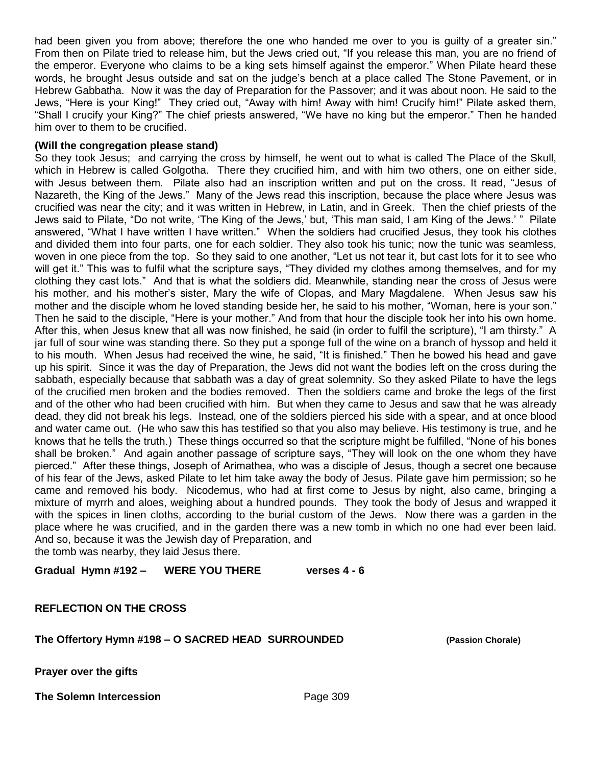had been given you from above; therefore the one who handed me over to you is guilty of a greater sin." From then on Pilate tried to release him, but the Jews cried out, "If you release this man, you are no friend of the emperor. Everyone who claims to be a king sets himself against the emperor." When Pilate heard these words, he brought Jesus outside and sat on the judge's bench at a place called The Stone Pavement, or in Hebrew Gabbatha. Now it was the day of Preparation for the Passover; and it was about noon. He said to the Jews, "Here is your King!" They cried out, "Away with him! Away with him! Crucify him!" Pilate asked them, "Shall I crucify your King?" The chief priests answered, "We have no king but the emperor." Then he handed him over to them to be crucified.

**(Will the congregation please stand)**

So they took Jesus; and carrying the cross by himself, he went out to what is called The Place of the Skull, which in Hebrew is called Golgotha. There they crucified him, and with him two others, one on either side, with Jesus between them. Pilate also had an inscription written and put on the cross. It read, "Jesus of Nazareth, the King of the Jews." Many of the Jews read this inscription, because the place where Jesus was crucified was near the city; and it was written in Hebrew, in Latin, and in Greek. Then the chief priests of the Jews said to Pilate, "Do not write, 'The King of the Jews,' but, 'This man said, I am King of the Jews.' " Pilate answered, "What I have written I have written." When the soldiers had crucified Jesus, they took his clothes and divided them into four parts, one for each soldier. They also took his tunic; now the tunic was seamless, woven in one piece from the top. So they said to one another, "Let us not tear it, but cast lots for it to see who will get it." This was to fulfil what the scripture says, "They divided my clothes among themselves, and for my clothing they cast lots." And that is what the soldiers did. Meanwhile, standing near the cross of Jesus were his mother, and his mother's sister, Mary the wife of Clopas, and Mary Magdalene. When Jesus saw his mother and the disciple whom he loved standing beside her, he said to his mother, "Woman, here is your son." Then he said to the disciple, "Here is your mother." And from that hour the disciple took her into his own home. After this, when Jesus knew that all was now finished, he said (in order to fulfil the scripture), "I am thirsty." A jar full of sour wine was standing there. So they put a sponge full of the wine on a branch of hyssop and held it to his mouth. When Jesus had received the wine, he said, "It is finished." Then he bowed his head and gave up his spirit. Since it was the day of Preparation, the Jews did not want the bodies left on the cross during the sabbath, especially because that sabbath was a day of great solemnity. So they asked Pilate to have the legs of the crucified men broken and the bodies removed. Then the soldiers came and broke the legs of the first and of the other who had been crucified with him. But when they came to Jesus and saw that he was already dead, they did not break his legs. Instead, one of the soldiers pierced his side with a spear, and at once blood and water came out. (He who saw this has testified so that you also may believe. His testimony is true, and he knows that he tells the truth.) These things occurred so that the scripture might be fulfilled, "None of his bones shall be broken." And again another passage of scripture says, "They will look on the one whom they have pierced." After these things, Joseph of Arimathea, who was a disciple of Jesus, though a secret one because of his fear of the Jews, asked Pilate to let him take away the body of Jesus. Pilate gave him permission; so he came and removed his body. Nicodemus, who had at first come to Jesus by night, also came, bringing a mixture of myrrh and aloes, weighing about a hundred pounds. They took the body of Jesus and wrapped it with the spices in linen cloths, according to the burial custom of the Jews. Now there was a garden in the place where he was crucified, and in the garden there was a new tomb in which no one had ever been laid. And so, because it was the Jewish day of Preparation, and the tomb was nearby, they laid Jesus there.

**Gradual Hymn #192 – WERE YOU THERE verses 4 - 6**

**REFLECTION ON THE CROSS**

**The Offertory Hymn #198 – O SACRED HEAD SURROUNDED (Passion Chorale)**

**Prayer over the gifts**

**The Solemn Intercession** Page 309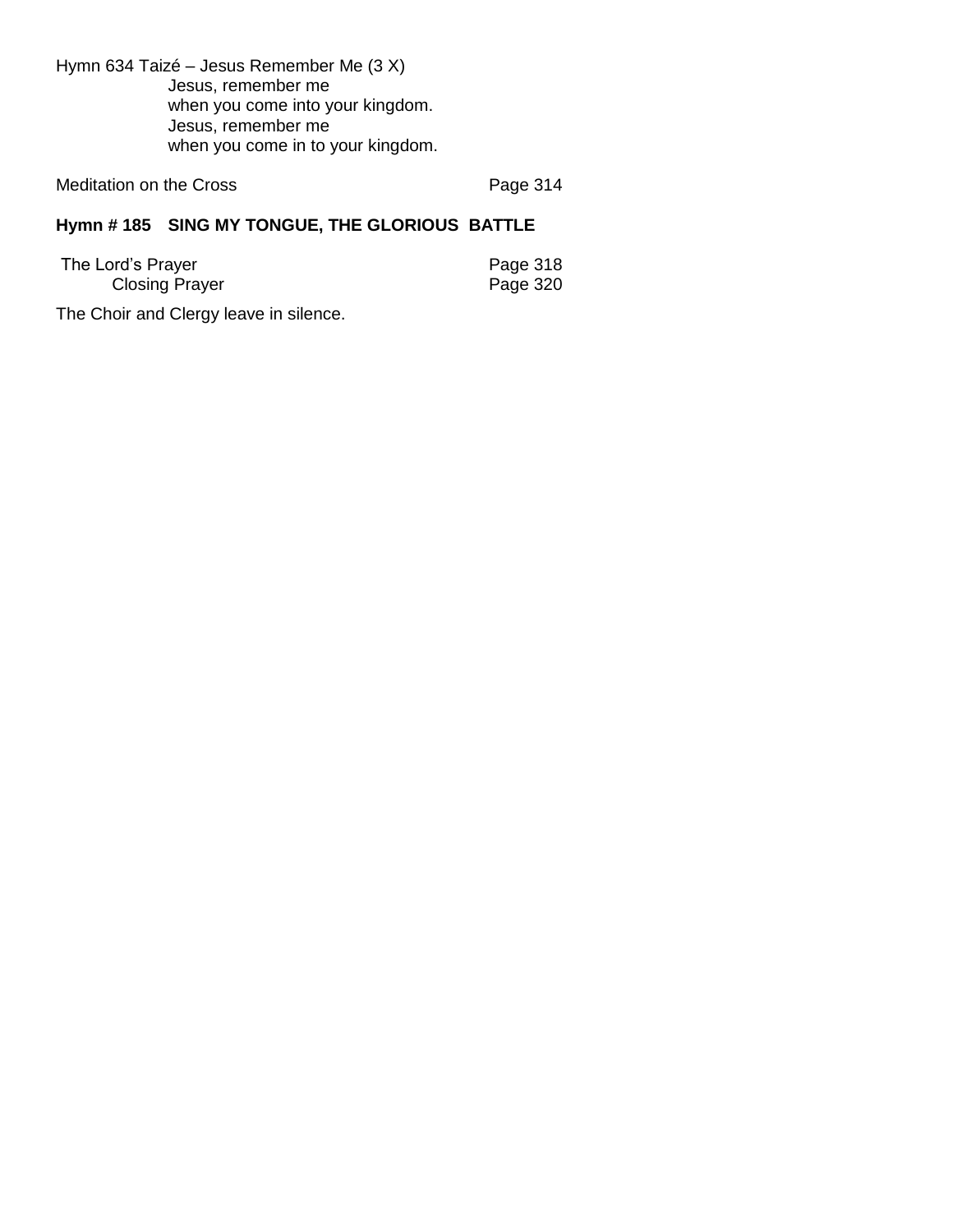Hymn 634 Taizé – Jesus Remember Me (3 X)

Jesus, remember me
when you come into your kingdom.
Jesus, remember me
when you come in to your kingdom.

Meditation on the Cross Page 314

**Hymn # 185 SING MY TONGUE, THE GLORIOUS BATTLE**

The Lord's Prayer Page 318
Closing Prayer Page 320

The Choir and Clergy leave in silence.